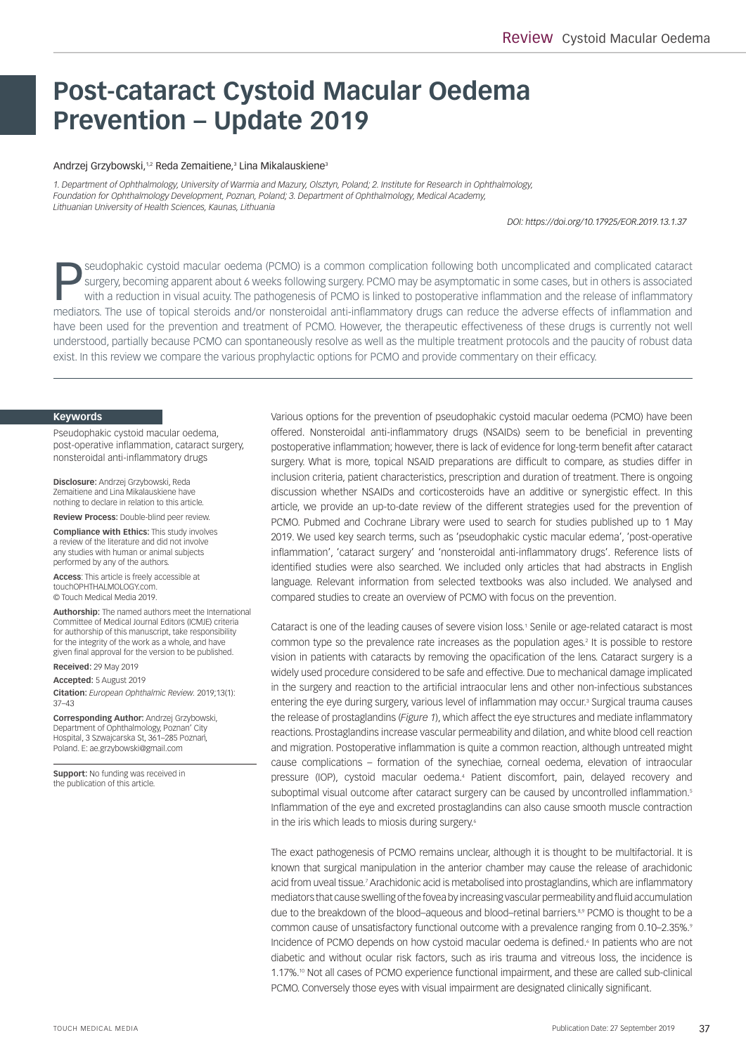# Post-cataract Cystoid Macular Oedema Prevention – Update 2019

Andrzej Grzybowski,[1,2] Reda Zemaitiene,[3] Lina Mikalauskiene[3]

*1. Department of Ophthalmology, University of Warmia and Mazury, Olsztyn, Poland; 2. Institute for Research in Ophthalmology, Foundation for Ophthalmology Development, Poznan, Poland; 3. Department of Ophthalmology, Medical Academy, Lithuanian University of Health Sciences, Kaunas, Lithuania*

*DOI: https://doi.org/10.17925/EOR.2019.13.1.37*

Pseudophakic cystoid macular oedema (PCMO) is a common complication following both uncomplicated and complicated cataract surgery, becoming apparent about 6 weeks following surgery. PCMO may be asymptomatic in some cases, but in others is associated with a reduction in visual acuity. The pathogenesis of PCMO is linked to postoperative inflammation and the release of inflammatory mediators. The use of topical steroids and/or nonsteroidal anti-inflammatory drugs can reduce the adverse effects of inflammation and have been used for the prevention and treatment of PCMO. However, the therapeutic effectiveness of these drugs is currently not well understood, partially because PCMO can spontaneously resolve as well as the multiple treatment protocols and the paucity of robust data exist. In this review we compare the various prophylactic options for PCMO and provide commentary on their efficacy.

## Keywords

Pseudophakic cystoid macular oedema, post-operative inflammation, cataract surgery, nonsteroidal anti-inflammatory drugs

**Disclosure:** Andrzej Grzybowski, Reda Zemaitiene and Lina Mikalauskiene have nothing to declare in relation to this article.

**Review Process:** Double-blind peer review.

**Compliance with Ethics:** This study involves a review of the literature and did not involve any studies with human or animal subjects performed by any of the authors.

**Access**: This article is freely accessible at touchOPHTHALMOLOGY.com. © Touch Medical Media 2019.

**Authorship:** The named authors meet the International Committee of Medical Journal Editors (ICMJE) criteria for authorship of this manuscript, take responsibility for the integrity of the work as a whole, and have given final approval for the version to be published.

**Received:** 29 May 2019

**Accepted:** 5 August 2019

**Citation:** *European Ophthalmic Review.* 2019;13(1): 37–43

**Corresponding Author:** Andrzej Grzybowski, Department of Ophthalmology, Poznan' City Hospital, 3 Szwajcarska St, 361–285 Poznań, Poland. E: ae.grzybowski@gmail.com

**Support:** No funding was received in the publication of this article.

Various options for the prevention of pseudophakic cystoid macular oedema (PCMO) have been offered. Nonsteroidal anti-inflammatory drugs (NSAIDs) seem to be beneficial in preventing postoperative inflammation; however, there is lack of evidence for long-term benefit after cataract surgery. What is more, topical NSAID preparations are difficult to compare, as studies differ in inclusion criteria, patient characteristics, prescription and duration of treatment. There is ongoing discussion whether NSAIDs and corticosteroids have an additive or synergistic effect. In this article, we provide an up-to-date review of the different strategies used for the prevention of PCMO. Pubmed and Cochrane Library were used to search for studies published up to 1 May 2019. We used key search terms, such as 'pseudophakic cystic macular edema', 'post-operative inflammation', 'cataract surgery' and 'nonsteroidal anti-inflammatory drugs'. Reference lists of identified studies were also searched. We included only articles that had abstracts in English language. Relevant information from selected textbooks was also included. We analysed and compared studies to create an overview of PCMO with focus on the prevention.

Cataract is one of the leading causes of severe vision loss.[1] Senile or age-related cataract is most common type so the prevalence rate increases as the population ages.[2] It is possible to restore vision in patients with cataracts by removing the opacification of the lens. Cataract surgery is a widely used procedure considered to be safe and effective. Due to mechanical damage implicated in the surgery and reaction to the artificial intraocular lens and other non-infectious substances entering the eye during surgery, various level of inflammation may occur.[3] Surgical trauma causes the release of prostaglandins (*Figure 1*), which affect the eye structures and mediate inflammatory reactions. Prostaglandins increase vascular permeability and dilation, and white blood cell reaction and migration. Postoperative inflammation is quite a common reaction, although untreated might cause complications – formation of the synechiae, corneal oedema, elevation of intraocular pressure (IOP), cystoid macular oedema.[4] Patient discomfort, pain, delayed recovery and suboptimal visual outcome after cataract surgery can be caused by uncontrolled inflammation.[5] Inflammation of the eye and excreted prostaglandins can also cause smooth muscle contraction in the iris which leads to miosis during surgery.[6]

The exact pathogenesis of PCMO remains unclear, although it is thought to be multifactorial. It is known that surgical manipulation in the anterior chamber may cause the release of arachidonic acid from uveal tissue.[7] Arachidonic acid is metabolised into prostaglandins, which are inflammatory mediators that cause swelling of the fovea by increasing vascular permeability and fluid accumulation due to the breakdown of the blood–aqueous and blood–retinal barriers.[8,9] PCMO is thought to be a common cause of unsatisfactory functional outcome with a prevalence ranging from 0.10–2.35%.[9] Incidence of PCMO depends on how cystoid macular oedema is defined.[6] In patients who are not diabetic and without ocular risk factors, such as iris trauma and vitreous loss, the incidence is 1.17%.[10] Not all cases of PCMO experience functional impairment, and these are called sub-clinical PCMO. Conversely those eyes with visual impairment are designated clinically significant.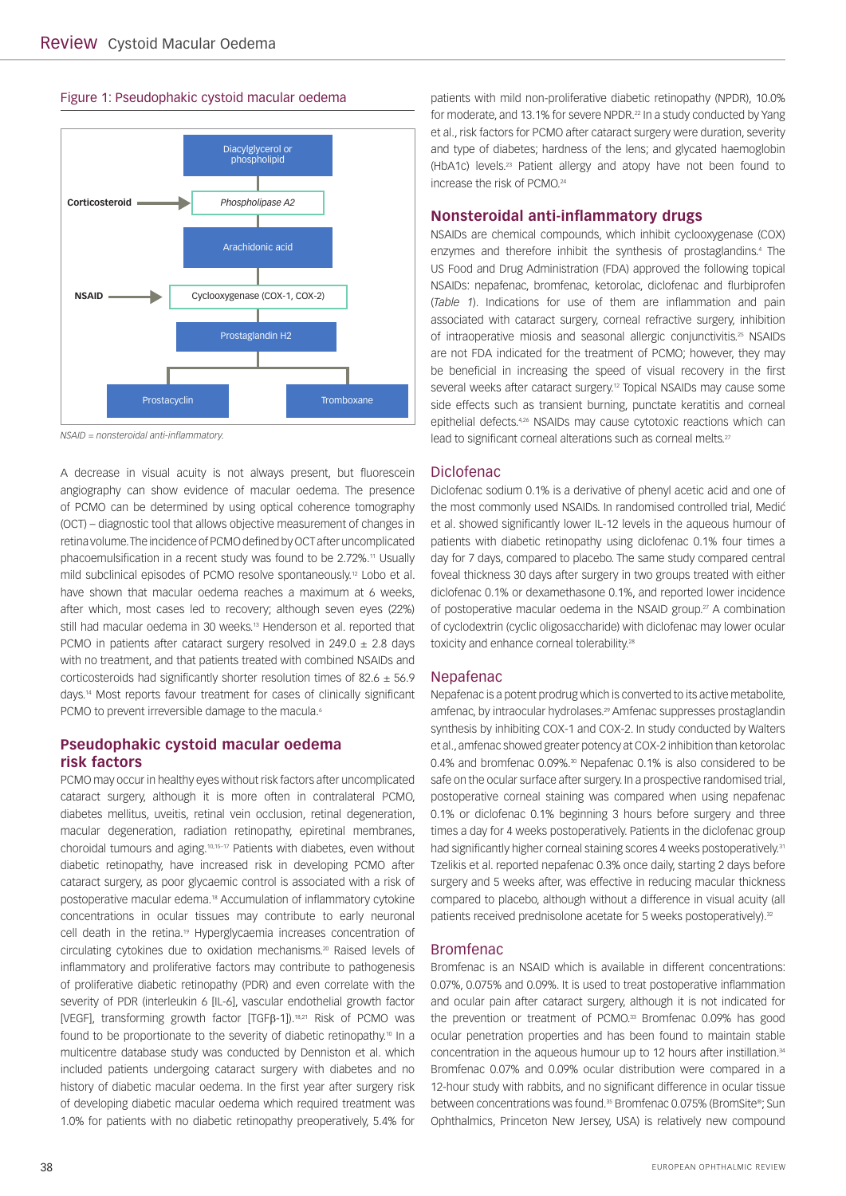Figure 1: Pseudophakic cystoid macular oedema

Diacylglycerol or phospholipid

**Corticosteroid** → *Phospholipase A2*

Arachidonic acid

**NSAID** → Cyclooxygenase (COX-1, COX-2)

Prostaglandin H2

Prostacyclin | Tromboxane

*NSAID = nonsteroidal anti-inflammatory.*

A decrease in visual acuity is not always present, but fluorescein angiography can show evidence of macular oedema. The presence of PCMO can be determined by using optical coherence tomography (OCT) – diagnostic tool that allows objective measurement of changes in retina volume. The incidence of PCMO defined by OCT after uncomplicated phacoemulsification in a recent study was found to be 2.72%.[11] Usually mild subclinical episodes of PCMO resolve spontaneously.[12] Lobo et al. have shown that macular oedema reaches a maximum at 6 weeks, after which, most cases led to recovery; although seven eyes (22%) still had macular oedema in 30 weeks.[13] Henderson et al. reported that PCMO in patients after cataract surgery resolved in 249.0 ± 2.8 days with no treatment, and that patients treated with combined NSAIDs and corticosteroids had significantly shorter resolution times of 82.6 ± 56.9 days.[14] Most reports favour treatment for cases of clinically significant PCMO to prevent irreversible damage to the macula.[6]

## Pseudophakic cystoid macular oedema risk factors

PCMO may occur in healthy eyes without risk factors after uncomplicated cataract surgery, although it is more often in contralateral PCMO, diabetes mellitus, uveitis, retinal vein occlusion, retinal degeneration, macular degeneration, radiation retinopathy, epiretinal membranes, choroidal tumours and aging.[10,15–17] Patients with diabetes, even without diabetic retinopathy, have increased risk in developing PCMO after cataract surgery, as poor glycaemic control is associated with a risk of postoperative macular edema.[18] Accumulation of inflammatory cytokine concentrations in ocular tissues may contribute to early neuronal cell death in the retina.[19] Hyperglycaemia increases concentration of circulating cytokines due to oxidation mechanisms.[20] Raised levels of inflammatory and proliferative factors may contribute to pathogenesis of proliferative diabetic retinopathy (PDR) and even correlate with the severity of PDR (interleukin 6 [IL-6], vascular endothelial growth factor [VEGF], transforming growth factor [TGFβ-1]).[18,21] Risk of PCMO was found to be proportionate to the severity of diabetic retinopathy.[10] In a multicentre database study was conducted by Denniston et al. which included patients undergoing cataract surgery with diabetes and no history of diabetic macular oedema. In the first year after surgery risk of developing diabetic macular oedema which required treatment was 1.0% for patients with no diabetic retinopathy preoperatively, 5.4% for patients with mild non-proliferative diabetic retinopathy (NPDR), 10.0% for moderate, and 13.1% for severe NPDR.[22] In a study conducted by Yang et al., risk factors for PCMO after cataract surgery were duration, severity and type of diabetes; hardness of the lens; and glycated haemoglobin (HbA1c) levels.[23] Patient allergy and atopy have not been found to increase the risk of PCMO.[24]

## Nonsteroidal anti-inflammatory drugs

NSAIDs are chemical compounds, which inhibit cyclooxygenase (COX) enzymes and therefore inhibit the synthesis of prostaglandins.[4] The US Food and Drug Administration (FDA) approved the following topical NSAIDs: nepafenac, bromfenac, ketorolac, diclofenac and flurbiprofen (*Table 1*). Indications for use of them are inflammation and pain associated with cataract surgery, corneal refractive surgery, inhibition of intraoperative miosis and seasonal allergic conjunctivitis.[25] NSAIDs are not FDA indicated for the treatment of PCMO; however, they may be beneficial in increasing the speed of visual recovery in the first several weeks after cataract surgery.[12] Topical NSAIDs may cause some side effects such as transient burning, punctate keratitis and corneal epithelial defects.[4,26] NSAIDs may cause cytotoxic reactions which can lead to significant corneal alterations such as corneal melts.[27]

### Diclofenac

Diclofenac sodium 0.1% is a derivative of phenyl acetic acid and one of the most commonly used NSAIDs. In randomised controlled trial, Medić et al. showed significantly lower IL-12 levels in the aqueous humour of patients with diabetic retinopathy using diclofenac 0.1% four times a day for 7 days, compared to placebo. The same study compared central foveal thickness 30 days after surgery in two groups treated with either diclofenac 0.1% or dexamethasone 0.1%, and reported lower incidence of postoperative macular oedema in the NSAID group.[27] A combination of cyclodextrin (cyclic oligosaccharide) with diclofenac may lower ocular toxicity and enhance corneal tolerability.[28]

### Nepafenac

Nepafenac is a potent prodrug which is converted to its active metabolite, amfenac, by intraocular hydrolases.[29] Amfenac suppresses prostaglandin synthesis by inhibiting COX-1 and COX-2. In study conducted by Walters et al., amfenac showed greater potency at COX-2 inhibition than ketorolac 0.4% and bromfenac 0.09%.[30] Nepafenac 0.1% is also considered to be safe on the ocular surface after surgery. In a prospective randomised trial, postoperative corneal staining was compared when using nepafenac 0.1% or diclofenac 0.1% beginning 3 hours before surgery and three times a day for 4 weeks postoperatively. Patients in the diclofenac group had significantly higher corneal staining scores 4 weeks postoperatively.[31] Tzelikis et al. reported nepafenac 0.3% once daily, starting 2 days before surgery and 5 weeks after, was effective in reducing macular thickness compared to placebo, although without a difference in visual acuity (all patients received prednisolone acetate for 5 weeks postoperatively).[32]

### Bromfenac

Bromfenac is an NSAID which is available in different concentrations: 0.07%, 0.075% and 0.09%. It is used to treat postoperative inflammation and ocular pain after cataract surgery, although it is not indicated for the prevention or treatment of PCMO.[33] Bromfenac 0.09% has good ocular penetration properties and has been found to maintain stable concentration in the aqueous humour up to 12 hours after instillation.[34] Bromfenac 0.07% and 0.09% ocular distribution were compared in a 12-hour study with rabbits, and no significant difference in ocular tissue between concentrations was found.[35] Bromfenac 0.075% (BromSite®; Sun Ophthalmics, Princeton New Jersey, USA) is relatively new compound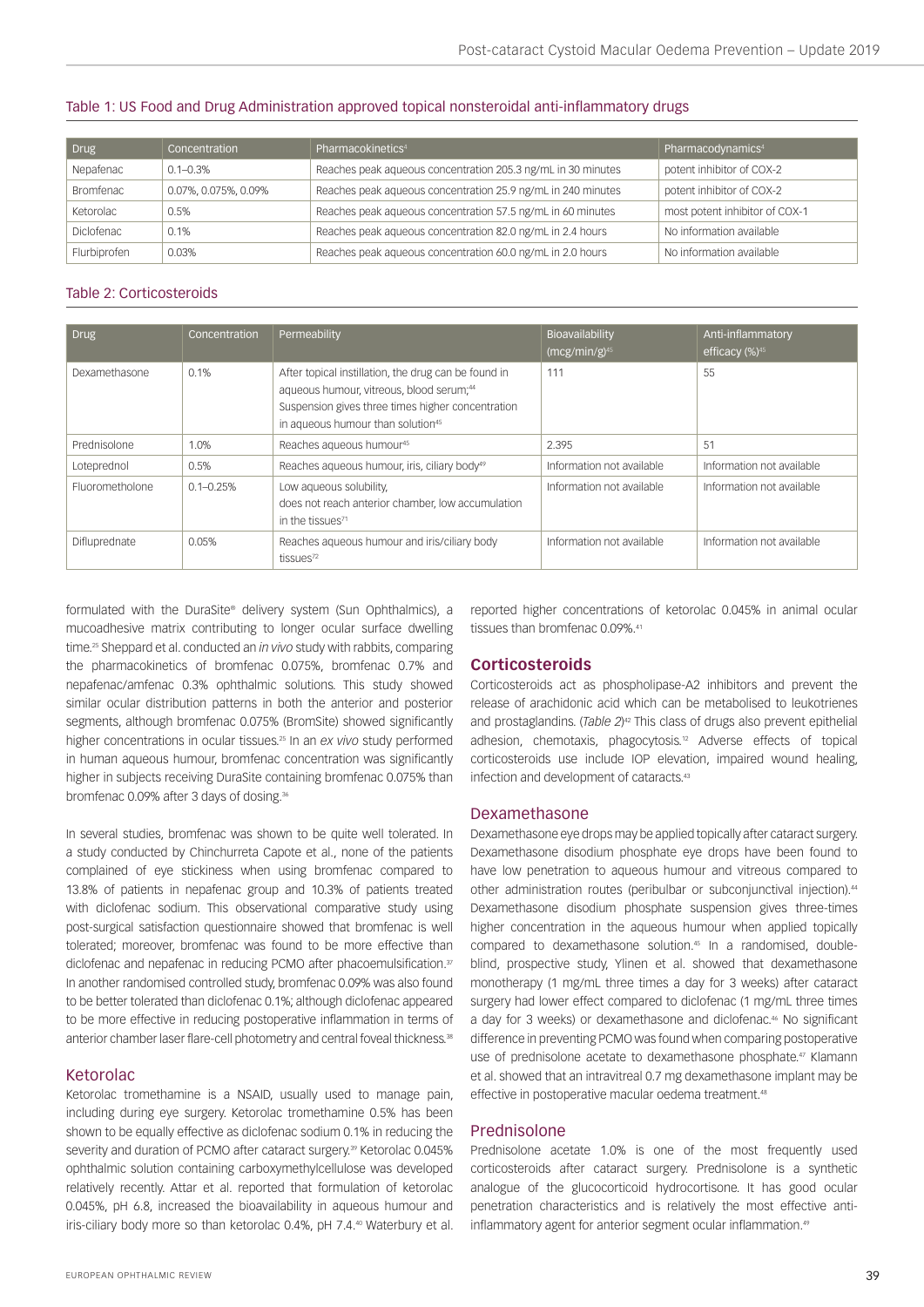Table 1: US Food and Drug Administration approved topical nonsteroidal anti-inflammatory drugs

| Drug | Concentration | Pharmacokinetics[4] | Pharmacodynamics[4] |
|---|---|---|---|
| Nepafenac | 0.1–0.3% | Reaches peak aqueous concentration 205.3 ng/mL in 30 minutes | potent inhibitor of COX-2 |
| Bromfenac | 0.07%, 0.075%, 0.09% | Reaches peak aqueous concentration 25.9 ng/mL in 240 minutes | potent inhibitor of COX-2 |
| Ketorolac | 0.5% | Reaches peak aqueous concentration 57.5 ng/mL in 60 minutes | most potent inhibitor of COX-1 |
| Diclofenac | 0.1% | Reaches peak aqueous concentration 82.0 ng/mL in 2.4 hours | No information available |
| Flurbiprofen | 0.03% | Reaches peak aqueous concentration 60.0 ng/mL in 2.0 hours | No information available |

Table 2: Corticosteroids

| Drug | Concentration | Permeability | Bioavailability (mcg/min/g)[45] | Anti-inflammatory efficacy (%)[45] |
|---|---|---|---|---|
| Dexamethasone | 0.1% | After topical instillation, the drug can be found in aqueous humour, vitreous, blood serum;[44] Suspension gives three times higher concentration in aqueous humour than solution[45] | 111 | 55 |
| Prednisolone | 1.0% | Reaches aqueous humour[45] | 2.395 | 51 |
| Loteprednol | 0.5% | Reaches aqueous humour, iris, ciliary body[49] | Information not available | Information not available |
| Fluorometholone | 0.1–0.25% | Low aqueous solubility, does not reach anterior chamber, low accumulation in the tissues[71] | Information not available | Information not available |
| Difluprednate | 0.05% | Reaches aqueous humour and iris/ciliary body tissues[72] | Information not available | Information not available |

formulated with the DuraSite® delivery system (Sun Ophthalmics), a mucoadhesive matrix contributing to longer ocular surface dwelling time.[25] Sheppard et al. conducted an *in vivo* study with rabbits, comparing the pharmacokinetics of bromfenac 0.075%, bromfenac 0.7% and nepafenac/amfenac 0.3% ophthalmic solutions. This study showed similar ocular distribution patterns in both the anterior and posterior segments, although bromfenac 0.075% (BromSite) showed significantly higher concentrations in ocular tissues.[25] In an *ex vivo* study performed in human aqueous humour, bromfenac concentration was significantly higher in subjects receiving DuraSite containing bromfenac 0.075% than bromfenac 0.09% after 3 days of dosing.[36]

In several studies, bromfenac was shown to be quite well tolerated. In a study conducted by Chinchurreta Capote et al., none of the patients complained of eye stickiness when using bromfenac compared to 13.8% of patients in nepafenac group and 10.3% of patients treated with diclofenac sodium. This observational comparative study using post-surgical satisfaction questionnaire showed that bromfenac is well tolerated; moreover, bromfenac was found to be more effective than diclofenac and nepafenac in reducing PCMO after phacoemulsification.[37] In another randomised controlled study, bromfenac 0.09% was also found to be better tolerated than diclofenac 0.1%; although diclofenac appeared to be more effective in reducing postoperative inflammation in terms of anterior chamber laser flare-cell photometry and central foveal thickness.[38]

### Ketorolac

Ketorolac tromethamine is a NSAID, usually used to manage pain, including during eye surgery. Ketorolac tromethamine 0.5% has been shown to be equally effective as diclofenac sodium 0.1% in reducing the severity and duration of PCMO after cataract surgery.[39] Ketorolac 0.045% ophthalmic solution containing carboxymethylcellulose was developed relatively recently. Attar et al. reported that formulation of ketorolac 0.045%, pH 6.8, increased the bioavailability in aqueous humour and iris-ciliary body more so than ketorolac 0.4%, pH 7.4.[40] Waterbury et al. reported higher concentrations of ketorolac 0.045% in animal ocular tissues than bromfenac 0.09%.[41]

## Corticosteroids

Corticosteroids act as phospholipase-A2 inhibitors and prevent the release of arachidonic acid which can be metabolised to leukotrienes and prostaglandins. (*Table 2*)[42] This class of drugs also prevent epithelial adhesion, chemotaxis, phagocytosis.[12] Adverse effects of topical corticosteroids use include IOP elevation, impaired wound healing, infection and development of cataracts.[43]

### Dexamethasone

Dexamethasone eye drops may be applied topically after cataract surgery. Dexamethasone disodium phosphate eye drops have been found to have low penetration to aqueous humour and vitreous compared to other administration routes (peribulbar or subconjunctival injection).[44] Dexamethasone disodium phosphate suspension gives three-times higher concentration in the aqueous humour when applied topically compared to dexamethasone solution.[45] In a randomised, double-blind, prospective study, Ylinen et al. showed that dexamethasone monotherapy (1 mg/mL three times a day for 3 weeks) after cataract surgery had lower effect compared to diclofenac (1 mg/mL three times a day for 3 weeks) or dexamethasone and diclofenac.[46] No significant difference in preventing PCMO was found when comparing postoperative use of prednisolone acetate to dexamethasone phosphate.[47] Klamann et al. showed that an intravitreal 0.7 mg dexamethasone implant may be effective in postoperative macular oedema treatment.[48]

### Prednisolone

Prednisolone acetate 1.0% is one of the most frequently used corticosteroids after cataract surgery. Prednisolone is a synthetic analogue of the glucocorticoid hydrocortisone. It has good ocular penetration characteristics and is relatively the most effective anti-inflammatory agent for anterior segment ocular inflammation.[49]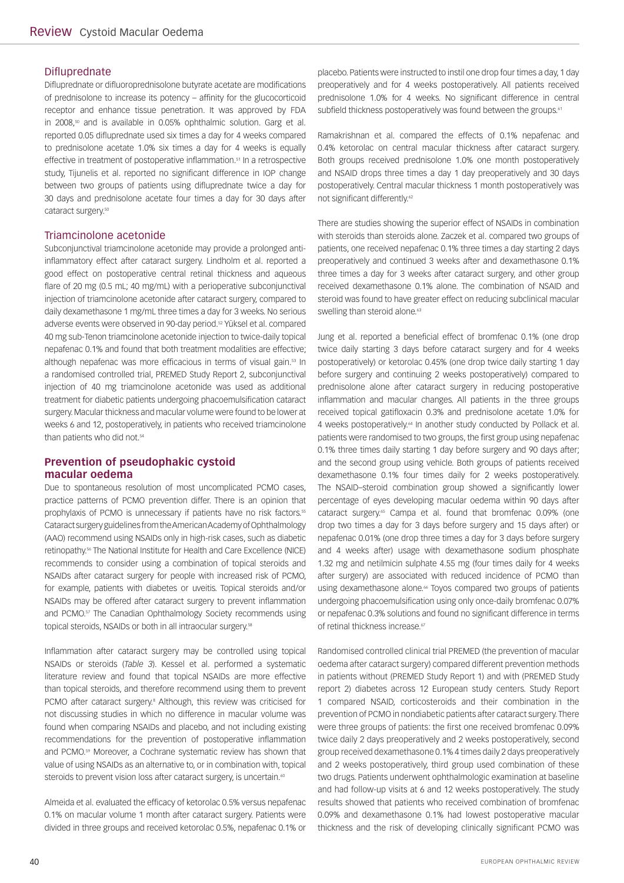### Difluprednate

Difluprednate or difluoroprednisolone butyrate acetate are modifications of prednisolone to increase its potency – affinity for the glucocorticoid receptor and enhance tissue penetration. It was approved by FDA in 2008,[50] and is available in 0.05% ophthalmic solution. Garg et al. reported 0.05 difluprednate used six times a day for 4 weeks compared to prednisolone acetate 1.0% six times a day for 4 weeks is equally effective in treatment of postoperative inflammation.[51] In a retrospective study, Tijunelis et al. reported no significant difference in IOP change between two groups of patients using difluprednate twice a day for 30 days and prednisolone acetate four times a day for 30 days after cataract surgery.[50]

### Triamcinolone acetonide

Subconjunctival triamcinolone acetonide may provide a prolonged anti-inflammatory effect after cataract surgery. Lindholm et al. reported a good effect on postoperative central retinal thickness and aqueous flare of 20 mg (0.5 mL; 40 mg/mL) with a perioperative subconjunctival injection of triamcinolone acetonide after cataract surgery, compared to daily dexamethasone 1 mg/mL three times a day for 3 weeks. No serious adverse events were observed in 90-day period.[52] Yüksel et al. compared 40 mg sub-Tenon triamcinolone acetonide injection to twice-daily topical nepafenac 0.1% and found that both treatment modalities are effective; although nepafenac was more efficacious in terms of visual gain.[53] In a randomised controlled trial, PREMED Study Report 2, subconjunctival injection of 40 mg triamcinolone acetonide was used as additional treatment for diabetic patients undergoing phacoemulsification cataract surgery. Macular thickness and macular volume were found to be lower at weeks 6 and 12, postoperatively, in patients who received triamcinolone than patients who did not.[54]

## Prevention of pseudophakic cystoid macular oedema

Due to spontaneous resolution of most uncomplicated PCMO cases, practice patterns of PCMO prevention differ. There is an opinion that prophylaxis of PCMO is unnecessary if patients have no risk factors.[55] Cataract surgery guidelines from the American Academy of Ophthalmology (AAO) recommend using NSAIDs only in high-risk cases, such as diabetic retinopathy.[56] The National Institute for Health and Care Excellence (NICE) recommends to consider using a combination of topical steroids and NSAIDs after cataract surgery for people with increased risk of PCMO, for example, patients with diabetes or uveitis. Topical steroids and/or NSAIDs may be offered after cataract surgery to prevent inflammation and PCMO.[57] The Canadian Ophthalmology Society recommends using topical steroids, NSAIDs or both in all intraocular surgery.[58]

Inflammation after cataract surgery may be controlled using topical NSAIDs or steroids (*Table 3*). Kessel et al. performed a systematic literature review and found that topical NSAIDs are more effective than topical steroids, and therefore recommend using them to prevent PCMO after cataract surgery.[8] Although, this review was criticised for not discussing studies in which no difference in macular volume was found when comparing NSAIDs and placebo, and not including existing recommendations for the prevention of postoperative inflammation and PCMO.[59] Moreover, a Cochrane systematic review has shown that value of using NSAIDs as an alternative to, or in combination with, topical steroids to prevent vision loss after cataract surgery, is uncertain.[60]

Almeida et al. evaluated the efficacy of ketorolac 0.5% versus nepafenac 0.1% on macular volume 1 month after cataract surgery. Patients were divided in three groups and received ketorolac 0.5%, nepafenac 0.1% or placebo. Patients were instructed to instil one drop four times a day, 1 day preoperatively and for 4 weeks postoperatively. All patients received prednisolone 1.0% for 4 weeks. No significant difference in central subfield thickness postoperatively was found between the groups.[61]

Ramakrishnan et al. compared the effects of 0.1% nepafenac and 0.4% ketorolac on central macular thickness after cataract surgery. Both groups received prednisolone 1.0% one month postoperatively and NSAID drops three times a day 1 day preoperatively and 30 days postoperatively. Central macular thickness 1 month postoperatively was not significant differently.[62]

There are studies showing the superior effect of NSAIDs in combination with steroids than steroids alone. Zaczek et al. compared two groups of patients, one received nepafenac 0.1% three times a day starting 2 days preoperatively and continued 3 weeks after and dexamethasone 0.1% three times a day for 3 weeks after cataract surgery, and other group received dexamethasone 0.1% alone. The combination of NSAID and steroid was found to have greater effect on reducing subclinical macular swelling than steroid alone.[63]

Jung et al. reported a beneficial effect of bromfenac 0.1% (one drop twice daily starting 3 days before cataract surgery and for 4 weeks postoperatively) or ketorolac 0.45% (one drop twice daily starting 1 day before surgery and continuing 2 weeks postoperatively) compared to prednisolone alone after cataract surgery in reducing postoperative inflammation and macular changes. All patients in the three groups received topical gatifloxacin 0.3% and prednisolone acetate 1.0% for 4 weeks postoperatively.[64] In another study conducted by Pollack et al. patients were randomised to two groups, the first group using nepafenac 0.1% three times daily starting 1 day before surgery and 90 days after; and the second group using vehicle. Both groups of patients received dexamethasone 0.1% four times daily for 2 weeks postoperatively. The NSAID–steroid combination group showed a significantly lower percentage of eyes developing macular oedema within 90 days after cataract surgery.[65] Campa et al. found that bromfenac 0.09% (one drop two times a day for 3 days before surgery and 15 days after) or nepafenac 0.01% (one drop three times a day for 3 days before surgery and 4 weeks after) usage with dexamethasone sodium phosphate 1.32 mg and netilmicin sulphate 4.55 mg (four times daily for 4 weeks after surgery) are associated with reduced incidence of PCMO than using dexamethasone alone.[66] Toyos compared two groups of patients undergoing phacoemulsification using only once-daily bromfenac 0.07% or nepafenac 0.3% solutions and found no significant difference in terms of retinal thickness increase.[67]

Randomised controlled clinical trial PREMED (the prevention of macular oedema after cataract surgery) compared different prevention methods in patients without (PREMED Study Report 1) and with (PREMED Study report 2) diabetes across 12 European study centers. Study Report 1 compared NSAID, corticosteroids and their combination in the prevention of PCMO in nondiabetic patients after cataract surgery. There were three groups of patients: the first one received bromfenac 0.09% twice daily 2 days preoperatively and 2 weeks postoperatively, second group received dexamethasone 0.1% 4 times daily 2 days preoperatively and 2 weeks postoperatively, third group used combination of these two drugs. Patients underwent ophthalmologic examination at baseline and had follow-up visits at 6 and 12 weeks postoperatively. The study results showed that patients who received combination of bromfenac 0.09% and dexamethasone 0.1% had lowest postoperative macular thickness and the risk of developing clinically significant PCMO was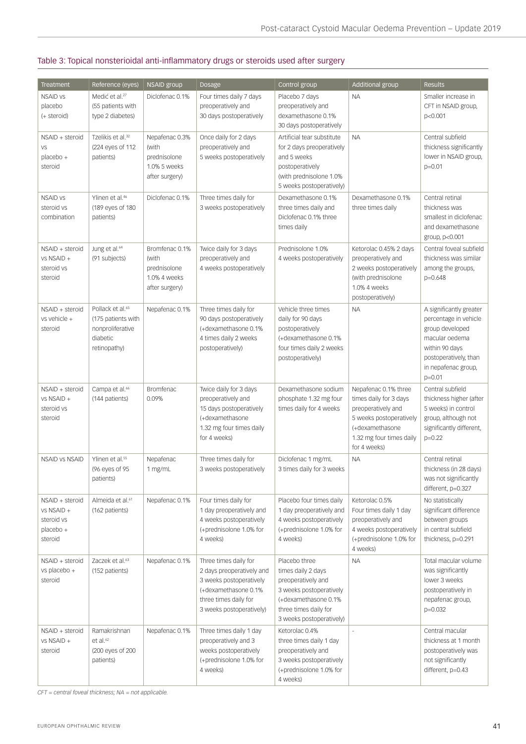Table 3: Topical nonsterioidal anti-inflammatory drugs or steroids used after surgery

| Treatment | Reference (eyes) | NSAID group | Dosage | Control group | Additional group | Results |
|---|---|---|---|---|---|---|
| NSAID vs placebo (+ steroid) | Medić et al.[27] (55 patients with type 2 diabetes) | Diclofenac 0.1% | Four times daily 7 days preoperatively and 30 days postoperatively | Placebo 7 days preoperatively and dexamethasone 0.1% 30 days postoperatively | NA | Smaller increase in CFT in NSAID group, $p<0.001$ |
| NSAID + steroid vs placebo + steroid | Tzelikis et al.[32] (224 eyes of 112 patients) | Nepafenac 0.3% (with prednisolone 1.0% 5 weeks after surgery) | Once daily for 2 days preoperatively and 5 weeks postoperatively | Artificial tear substitute for 2 days preoperatively and 5 weeks postoperatively (with prednisolone 1.0% 5 weeks postoperatively) | NA | Central subfield thickness significantly lower in NSAID group, $p=0.01$ |
| NSAID vs steroid vs combination | Ylinen et al.[46] (189 eyes of 180 patients) | Diclofenac 0.1% | Three times daily for 3 weeks postoperatively | Dexamethasone 0.1% three times daily and Diclofenac 0.1% three times daily | Dexamethasone 0.1% three times daily | Central retinal thickness was smallest in diclofenac and dexamethasone group, $p<0.001$ |
| NSAID + steroid vs NSAID + steroid vs steroid | Jung et al.[64] (91 subjects) | Bromfenac 0.1% (with prednisolone 1.0% 4 weeks after surgery) | Twice daily for 3 days preoperatively and 4 weeks postoperatively | Prednisolone 1.0% 4 weeks postoperatively | Ketorolac 0.45% 2 days preoperatively and 2 weeks postoperatively (with prednisolone 1.0% 4 weeks postoperatively) | Central foveal subfield thickness was similar among the groups, $p=0.648$ |
| NSAID + steroid vs vehicle + steroid | Pollack et al.[65] (175 patients with nonproliferative diabetic retinopathy) | Nepafenac 0.1% | Three times daily for 90 days postoperatively (+dexamethasone 0.1% 4 times daily 2 weeks postoperatively) | Vehicle three times daily for 90 days postoperatively (+dexamethasone 0.1% four times daily 2 weeks postoperatively) | NA | A significantly greater percentage in vehicle group developed macular oedema within 90 days postoperatively, than in nepafenac group, $p=0.01$ |
| NSAID + steroid vs NSAID + steroid vs steroid | Campa et al.[66] (144 patients) | Bromfenac 0.09% | Twice daily for 3 days preoperatively and 15 days postoperatively (+dexamethasone 1.32 mg four times daily for 4 weeks) | Dexamethasone sodium phosphate 1.32 mg four times daily for 4 weeks | Nepafenac 0.1% three times daily for 3 days preoperatively and 5 weeks postoperatively (+dexamethasone 1.32 mg four times daily for 4 weeks) | Central subfield thickness higher (after 5 weeks) in control group, although not significantly different, $p=0.22$ |
| NSAID vs NSAID | Ylinen et al.[55] (96 eyes of 95 patients) | Nepafenac 1 mg/mL | Three times daily for 3 weeks postoperatively | Diclofenac 1 mg/mL 3 times daily for 3 weeks | NA | Central retinal thickness (in 28 days) was not significantly different, $p=0.327$ |
| NSAID + steroid vs NSAID + steroid vs placebo + steroid | Almeida et al.[61] (162 patients) | Nepafenac 0.1% | Four times daily for 1 day preoperatively and 4 weeks postoperatively (+prednisolone 1.0% for 4 weeks) | Placebo four times daily 1 day preoperatively and 4 weeks postoperatively (+prednisolone 1.0% for 4 weeks) | Ketorolac 0.5% Four times daily 1 day preoperatively and 4 weeks postoperatively (+prednisolone 1.0% for 4 weeks) | No statistically significant difference between groups in central subfield thickness, $p=0.291$ |
| NSAID + steroid vs placebo + steroid | Zaczek et al.[63] (152 patients) | Nepafenac 0.1% | Three times daily for 2 days preoperatively and 3 weeks postoperatively (+dexamethasone 0.1% three times daily for 3 weeks postoperatively) | Placebo three times daily 2 days preoperatively and 3 weeks postoperatively (+dexamethasone 0.1% three times daily for 3 weeks postoperatively) | NA | Total macular volume was significantly lower 3 weeks postoperatively in nepafenac group, $p=0.032$ |
| NSAID + steroid vs NSAID + steroid | Ramakrishnan et al.[62] (200 eyes of 200 patients) | Nepafenac 0.1% | Three times daily 1 day preoperatively and 3 weeks postoperatively (+prednisolone 1.0% for 4 weeks) | Ketorolac 0.4% three times daily 1 day preoperatively and 3 weeks postoperatively (+prednisolone 1.0% for 4 weeks) | - | Central macular thickness at 1 month postoperatively was not significantly different, $p=0.43$ |

*CFT = central foveal thickness; NA = not applicable.*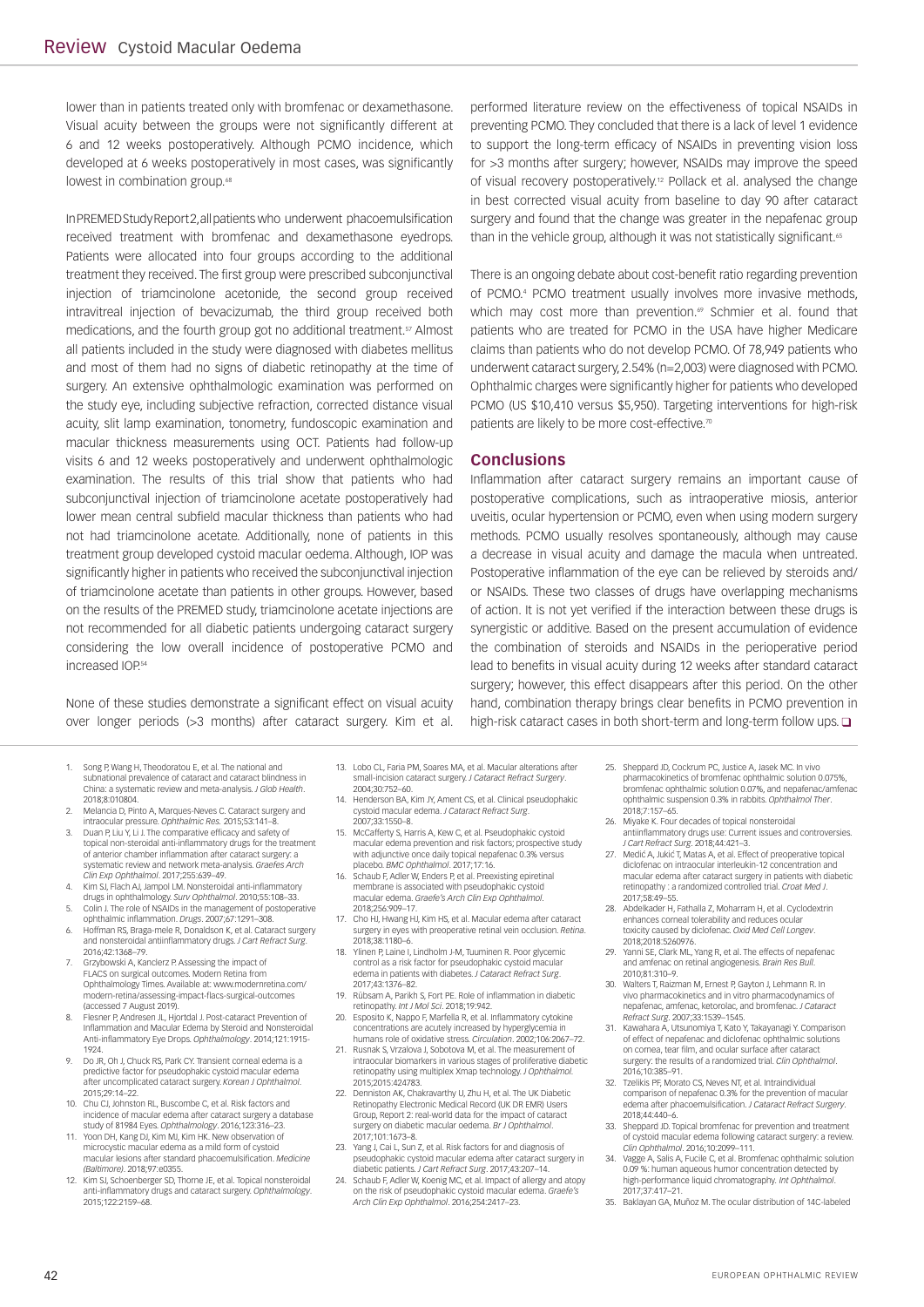lower than in patients treated only with bromfenac or dexamethasone. Visual acuity between the groups were not significantly different at 6 and 12 weeks postoperatively. Although PCMO incidence, which developed at 6 weeks postoperatively in most cases, was significantly lowest in combination group.[68]

In PREMED Study Report 2, all patients who underwent phacoemulsification received treatment with bromfenac and dexamethasone eyedrops. Patients were allocated into four groups according to the additional treatment they received. The first group were prescribed subconjunctival injection of triamcinolone acetonide, the second group received intravitreal injection of bevacizumab, the third group received both medications, and the fourth group got no additional treatment.[57] Almost all patients included in the study were diagnosed with diabetes mellitus and most of them had no signs of diabetic retinopathy at the time of surgery. An extensive ophthalmologic examination was performed on the study eye, including subjective refraction, corrected distance visual acuity, slit lamp examination, tonometry, fundoscopic examination and macular thickness measurements using OCT. Patients had follow-up visits 6 and 12 weeks postoperatively and underwent ophthalmologic examination. The results of this trial show that patients who had subconjunctival injection of triamcinolone acetate postoperatively had lower mean central subfield macular thickness than patients who had not had triamcinolone acetate. Additionally, none of patients in this treatment group developed cystoid macular oedema. Although, IOP was significantly higher in patients who received the subconjunctival injection of triamcinolone acetate than patients in other groups. However, based on the results of the PREMED study, triamcinolone acetate injections are not recommended for all diabetic patients undergoing cataract surgery considering the low overall incidence of postoperative PCMO and increased IOP.[54]

None of these studies demonstrate a significant effect on visual acuity over longer periods (>3 months) after cataract surgery. Kim et al. performed literature review on the effectiveness of topical NSAIDs in preventing PCMO. They concluded that there is a lack of level 1 evidence to support the long-term efficacy of NSAIDs in preventing vision loss for >3 months after surgery; however, NSAIDs may improve the speed of visual recovery postoperatively.[12] Pollack et al. analysed the change in best corrected visual acuity from baseline to day 90 after cataract surgery and found that the change was greater in the nepafenac group than in the vehicle group, although it was not statistically significant.[65]

There is an ongoing debate about cost-benefit ratio regarding prevention of PCMO.[4] PCMO treatment usually involves more invasive methods, which may cost more than prevention.[69] Schmier et al. found that patients who are treated for PCMO in the USA have higher Medicare claims than patients who do not develop PCMO. Of 78,949 patients who underwent cataract surgery, 2.54% (n=2,003) were diagnosed with PCMO. Ophthalmic charges were significantly higher for patients who developed PCMO (US $10,410 versus $5,950). Targeting interventions for high-risk patients are likely to be more cost-effective.[70]

## Conclusions

Inflammation after cataract surgery remains an important cause of postoperative complications, such as intraoperative miosis, anterior uveitis, ocular hypertension or PCMO, even when using modern surgery methods. PCMO usually resolves spontaneously, although may cause a decrease in visual acuity and damage the macula when untreated. Postoperative inflammation of the eye can be relieved by steroids and/or NSAIDs. These two classes of drugs have overlapping mechanisms of action. It is not yet verified if the interaction between these drugs is synergistic or additive. Based on the present accumulation of evidence the combination of steroids and NSAIDs in the perioperative period lead to benefits in visual acuity during 12 weeks after standard cataract surgery; however, this effect disappears after this period. On the other hand, combination therapy brings clear benefits in PCMO prevention in high-risk cataract cases in both short-term and long-term follow ups. ❑

1. Song P, Wang H, Theodoratou E, et al. The national and subnational prevalence of cataract and cataract blindness in China: a systematic review and meta-analysis. *J Glob Health*. 2018;8:010804.
2. Melancia D, Pinto A, Marques-Neves C. Cataract surgery and intraocular pressure. *Ophthalmic Res.* 2015;53:141–8.
3. Duan P, Liu Y, Li J. The comparative efficacy and safety of topical non-steroidal anti-inflammatory drugs for the treatment of anterior chamber inflammation after cataract surgery: a systematic review and network meta-analysis. *Graefes Arch Clin Exp Ophthalmol*. 2017;255:639–49.
4. Kim SJ, Flach AJ, Jampol LM. Nonsteroidal anti-inflammatory drugs in ophthalmology. *Surv Ophthalmol*. 2010;55:108–33.
5. Colin J. The role of NSAIDs in the management of postoperative ophthalmic inflammation. *Drugs*. 2007;67:1291–308.
6. Hoffman RS, Braga-mele R, Donaldson K, et al. Cataract surgery and nonsteroidal antiinflammatory drugs. *J Cart Refract Surg*. 2016;42:1368–79.
7. Grzybowski A, Kanclerz P. Assessing the impact of FLACS on surgical outcomes. Modern Retina from Ophthalmology Times. Available at: www.modernretina.com/modern-retina/assessing-impact-flacs-surgical-outcomes (accessed 7 August 2019).
8. Flesner P, Andresen JL, Hjortdal J. Post-cataract Prevention of Inflammation and Macular Edema by Steroid and Nonsteroidal Anti-inflammatory Eye Drops. *Ophthalmology*. 2014;121:1915-1924.
9. Do JR, Oh J, Chuck RS, Park CY. Transient corneal edema is a predictive factor for pseudophakic cystoid macular edema after uncomplicated cataract surgery. *Korean J Ophthalmol*. 2015;29:14–22.
10. Chu CJ, Johnston RL, Buscombe C, et al. Risk factors and incidence of macular edema after cataract surgery a database study of 81984 Eyes. *Ophthalmology*. 2016;123:316–23.
11. Yoon DH, Kang DJ, Kim MJ, Kim HK. New observation of microcystic macular edema as a mild form of cystoid macular lesions after standard phacoemulsification. *Medicine (Baltimore)*. 2018;97:e0355.
12. Kim SJ, Schoenberger SD, Thorne JE, et al. Topical nonsteroidal anti-inflammatory drugs and cataract surgery. *Ophthalmology*. 2015;122:2159–68.
13. Lobo CL, Faria PM, Soares MA, et al. Macular alterations after small-incision cataract surgery. *J Cataract Refract Surgery*. 2004;30:752–60.
14. Henderson BA, Kim JY, Ament CS, et al. Clinical pseudophakic cystoid macular edema. *J Cataract Refract Surg*. 2007;33:1550–8.
15. McCafferty S, Harris A, Kew C, et al. Pseudophakic cystoid macular edema prevention and risk factors; prospective study with adjunctive once daily topical nepafenac 0.3% versus placebo. *BMC Ophthalmol*. 2017;17:16.
16. Schaub F, Adler W, Enders P, et al. Preexisting epiretinal membrane is associated with pseudophakic cystoid macular edema. *Graefe's Arch Clin Exp Ophthalmol*. 2018;256:909–17.
17. Cho HJ, Hwang HJ, Kim HS, et al. Macular edema after cataract surgery in eyes with preoperative retinal vein occlusion. *Retina*. 2018;38:1180–6.
18. Ylinen P, Laine I, Lindholm J-M, Tuuminen R. Poor glycemic control as a risk factor for pseudophakic cystoid macular edema in patients with diabetes. *J Cataract Refract Surg*. 2017;43:1376–82.
19. Rübsam A, Parikh S, Fort PE. Role of inflammation in diabetic retinopathy. *Int J Mol Sci*. 2018;19:942.
20. Esposito K, Nappo F, Marfella R, et al. Inflammatory cytokine concentrations are acutely increased by hyperglycemia in humans role of oxidative stress. *Circulation*. 2002;106:2067–72.
21. Rusnak S, Vrzalova J, Sobotova M, et al. The measurement of intraocular biomarkers in various stages of proliferative diabetic retinopathy using multiplex Xmap technology. *J Ophthalmol*. 2015;2015:424783.
22. Denniston AK, Chakravarthy U, Zhu H, et al. The UK Diabetic Retinopathy Electronic Medical Record (UK DR EMR) Users Group, Report 2: real-world data for the impact of cataract surgery on diabetic macular oedema. *Br J Ophthalmol*. 2017;101:1673–8.
23. Yang J, Cai L, Sun Z, et al. Risk factors for and diagnosis of pseudophakic cystoid macular edema after cataract surgery in diabetic patients. *J Cart Refract Surg*. 2017;43:207–14.
24. Schaub F, Adler W, Koenig MC, et al. Impact of allergy and atopy on the risk of pseudophakic cystoid macular edema. *Graefe's Arch Clin Exp Ophthalmol*. 2016;254:2417–23.
25. Sheppard JD, Cockrum PC, Justice A, Jasek MC. In vivo pharmacokinetics of bromfenac ophthalmic solution 0.075%, bromfenac ophthalmic solution 0.07%, and nepafenac/amfenac ophthalmic suspension 0.3% in rabbits. *Ophthalmol Ther*. 2018;7:157–65.
26. Miyake K. Four decades of topical nonsteroidal antiinflammatory drugs use: Current issues and controversies. *J Cart Refract Surg*. 2018;44:421–3.
27. Medić A, Jukić T, Matas A, et al. Effect of preoperative topical diclofenac on intraocular interleukin-12 concentration and macular edema after cataract surgery in patients with diabetic retinopathy : a randomized controlled trial. *Croat Med J*. 2017;58:49–55.
28. Abdelkader H, Fathalla Z, Moharram H, et al. Cyclodextrin enhances corneal tolerability and reduces ocular toxicity caused by diclofenac. *Oxid Med Cell Longev*. 2018;2018:5260976.
29. Yanni SE, Clark ML, Yang R, et al. The effects of nepafenac and amfenac on retinal angiogenesis. *Brain Res Bull*. 2010;81:310–9.
30. Walters T, Raizman M, Ernest P, Gayton J, Lehmann R. In vivo pharmacokinetics and in vitro pharmacodynamics of nepafenac, amfenac, ketorolac, and bromfenac. *J Cataract Refract Surg*. 2007;33:1539–1545.
31. Kawahara A, Utsunomiya T, Kato Y, Takayanagi Y. Comparison of effect of nepafenac and diclofenac ophthalmic solutions on cornea, tear film, and ocular surface after cataract surgery: the results of a randomized trial. *Clin Ophthalmol*. 2016;10:385–91.
32. Tzelikis PF, Morato CS, Neves NT, et al. Intraindividual comparison of nepafenac 0.3% for the prevention of macular edema after phacoemulsification. *J Cataract Refract Surgery*. 2018;44:440–6.
33. Sheppard JD. Topical bromfenac for prevention and treatment of cystoid macular edema following cataract surgery: a review. *Clin Ophthalmol*. 2016;10:2099–111.
34. Vagge A, Salis A, Fucile C, et al. Bromfenac ophthalmic solution 0.09 %: human aqueous humor concentration detected by high-performance liquid chromatography. *Int Ophthalmol*. 2017;37:417–21.
35. Baklayan GA, Muñoz M. The ocular distribution of 14C-labeled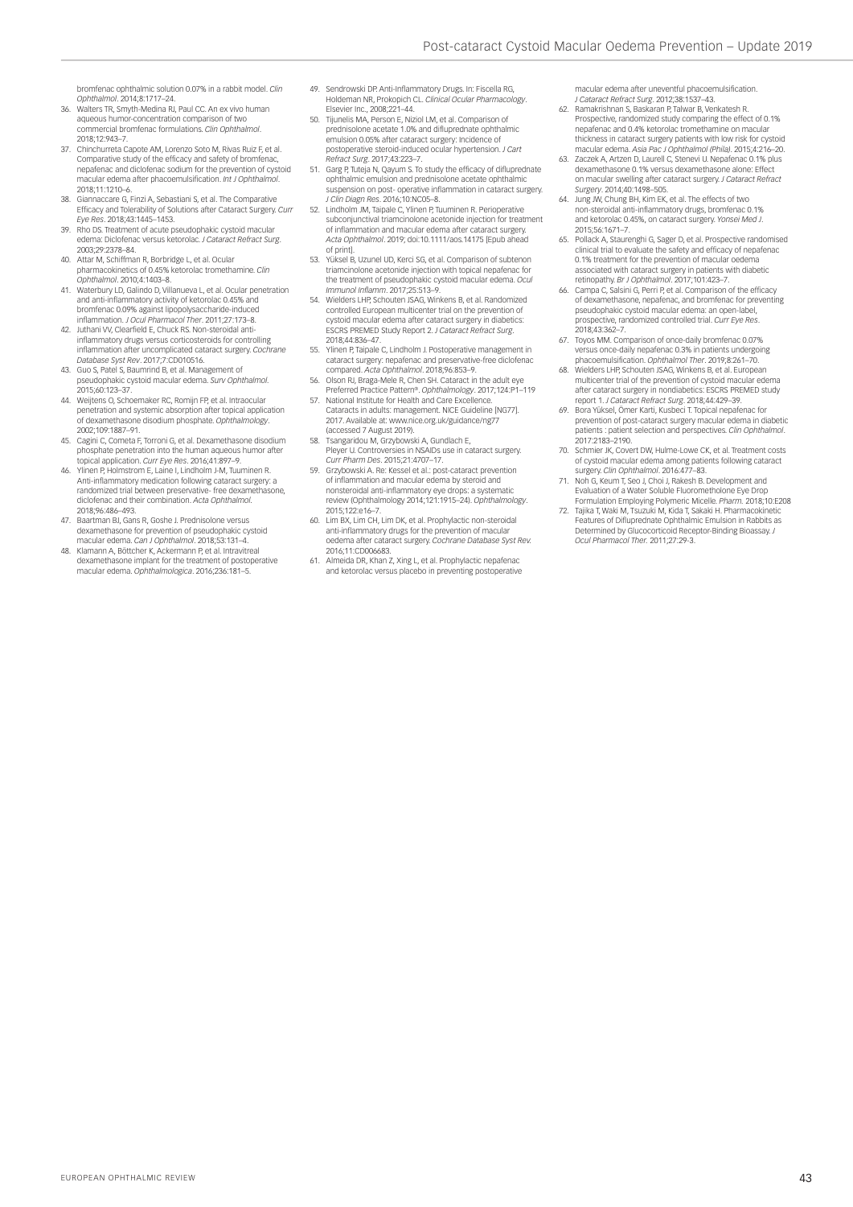bromfenac ophthalmic solution 0.07% in a rabbit model. *Clin Ophthalmol*. 2014;8:1717–24.

36. Walters TR, Smyth-Medina RJ, Paul CC. An ex vivo human aqueous humor-concentration comparison of two commercial bromfenac formulations. *Clin Ophthalmol*. 2018;12:943–7.
37. Chinchurreta Capote AM, Lorenzo Soto M, Rivas Ruiz F, et al. Comparative study of the efficacy and safety of bromfenac, nepafenac and diclofenac sodium for the prevention of cystoid macular edema after phacoemulsification. *Int J Ophthalmol*. 2018;11:1210–6.
38. Giannaccare G, Finzi A, Sebastiani S, et al. The Comparative Efficacy and Tolerability of Solutions after Cataract Surgery. *Curr Eye Res*. 2018;43:1445–1453.
39. Rho DS. Treatment of acute pseudophakic cystoid macular edema: Diclofenac versus ketorolac. *J Cataract Refract Surg*. 2003;29:2378–84.
40. Attar M, Schiffman R, Borbridge L, et al. Ocular pharmacokinetics of 0.45% ketorolac tromethamine. *Clin Ophthalmol*. 2010;4:1403–8.
41. Waterbury LD, Galindo D, Villanueva L, et al. Ocular penetration and anti-inflammatory activity of ketorolac 0.45% and bromfenac 0.09% against lipopolysaccharide-induced inflammation. *J Ocul Pharmacol Ther*. 2011;27:173–8.
42. Juthani VV, Clearfield E, Chuck RS. Non-steroidal anti-inflammatory drugs versus corticosteroids for controlling inflammation after uncomplicated cataract surgery. *Cochrane Database Syst Rev*. 2017;7:CD010516.
43. Guo S, Patel S, Baumrind B, et al. Management of pseudophakic cystoid macular edema. *Surv Ophthalmol*. 2015;60:123–37.
44. Weijtens O, Schoemaker RC, Romijn FP, et al. Intraocular penetration and systemic absorption after topical application of dexamethasone disodium phosphate. *Ophthalmology*. 2002;109:1887–91.
45. Cagini C, Cometa F, Torroni G, et al. Dexamethasone disodium phosphate penetration into the human aqueous humor after topical application. *Curr Eye Res*. 2016;41:897–9.
46. Ylinen P, Holmstrom E, Laine I, Lindholm J-M, Tuuminen R. Anti-inflammatory medication following cataract surgery: a randomized trial between preservative- free dexamethasone, diclofenac and their combination. *Acta Ophthalmol*. 2018;96:486–493.
47. Baartman BJ, Gans R, Goshe J. Prednisolone versus dexamethasone for prevention of pseudophakic cystoid macular edema. *Can J Ophthalmol*. 2018;53:131–4.
48. Klamann A, Böttcher K, Ackermann P, et al. Intravitreal dexamethasone implant for the treatment of postoperative macular edema. *Ophthalmologica*. 2016;236:181–5.
49. Sendrowski DP. Anti-Inflammatory Drugs. In: Fiscella RG, Holdeman NR, Prokopich CL. *Clinical Ocular Pharmacology*. Elsevier Inc., 2008;221–44.
50. Tijunelis MA, Person E, Niziol LM, et al. Comparison of prednisolone acetate 1.0% and difluprednate ophthalmic emulsion 0.05% after cataract surgery: Incidence of postoperative steroid-induced ocular hypertension. *J Cart Refract Surg*. 2017;43:223–7.
51. Garg P, Tuteja N, Qayum S. To study the efficacy of difluprednate ophthalmic emulsion and prednisolone acetate ophthalmic suspension on post- operative inflammation in cataract surgery. *J Clin Diagn Res*. 2016;10:NC05–8.
52. Lindholm JM, Taipale C, Ylinen P, Tuuminen R. Perioperative subconjunctival triamcinolone acetonide injection for treatment of inflammation and macular edema after cataract surgery. *Acta Ophthalmol*. 2019; doi:10.1111/aos.14175 [Epub ahead of print].
53. Yüksel B, Uzunel UD, Kerci SG, et al. Comparison of subtenon triamcinolone acetonide injection with topical nepafenac for the treatment of pseudophakic cystoid macular edema. *Ocul Immunol Inflamm*. 2017;25:513–9.
54. Wielders LHP, Schouten JSAG, Winkens B, et al. Randomized controlled European multicenter trial on the prevention of cystoid macular edema after cataract surgery in diabetics: ESCRS PREMED Study Report 2. *J Cataract Refract Surg*. 2018;44:836–47.
55. Ylinen P, Taipale C, Lindholm J. Postoperative management in cataract surgery: nepafenac and preservative-free diclofenac compared. *Acta Ophthalmol*. 2018;96:853–9.
56. Olson RJ, Braga-Mele R, Chen SH. Cataract in the adult eye Preferred Practice Pattern®. *Ophthalmology*. 2017;124:P1–119
57. National Institute for Health and Care Excellence. Cataracts in adults: management. NICE Guideline [NG77]. 2017. Available at: www.nice.org.uk/guidance/ng77 (accessed 7 August 2019).
58. Tsangaridou M, Grzybowski A, Gundlach E, Pleyer U. Controversies in NSAIDs use in cataract surgery. *Curr Pharm Des*. 2015;21:4707–17.
59. Grzybowski A. Re: Kessel et al.: post-cataract prevention of inflammation and macular edema by steroid and nonsteroidal anti-inflammatory eye drops: a systematic review (Ophthalmology 2014;121:1915–24). *Ophthalmology*. 2015;122:e16–7.
60. Lim BX, Lim CH, Lim DK, et al. Prophylactic non-steroidal anti-inflammatory drugs for the prevention of macular oedema after cataract surgery. *Cochrane Database Syst Rev*. 2016;11:CD006683.
61. Almeida DR, Khan Z, Xing L, et al. Prophylactic nepafenac and ketorolac versus placebo in preventing postoperative macular edema after uneventful phacoemulsification. *J Cataract Refract Surg*. 2012;38:1537–43.
62. Ramakrishnan S, Baskaran P, Talwar B, Venkatesh R. Prospective, randomized study comparing the effect of 0.1% nepafenac and 0.4% ketorolac tromethamine on macular thickness in cataract surgery patients with low risk for cystoid macular edema. *Asia Pac J Ophthalmol (Phila)*. 2015;4:216–20.
63. Zaczek A, Artzen D, Laurell C, Stenevi U. Nepafenac 0.1% plus dexamethasone 0.1% versus dexamethasone alone: Effect on macular swelling after cataract surgery. *J Cataract Refract Surgery*. 2014;40:1498–505.
64. Jung JW, Chung BH, Kim EK, et al. The effects of two non-steroidal anti-inflammatory drugs, bromfenac 0.1% and ketorolac 0.45%, on cataract surgery. *Yonsei Med J*. 2015;56:1671–7.
65. Pollack A, Staurenghi G, Sager D, et al. Prospective randomised clinical trial to evaluate the safety and efficacy of nepafenac 0.1% treatment for the prevention of macular oedema associated with cataract surgery in patients with diabetic retinopathy. *Br J Ophthalmol*. 2017;101:423–7.
66. Campa C, Salsini G, Perri P, et al. Comparison of the efficacy of dexamethasone, nepafenac, and bromfenac for preventing pseudophakic cystoid macular edema: an open-label, prospective, randomized controlled trial. *Curr Eye Res*. 2018;43:362–7.
67. Toyos MM. Comparison of once-daily bromfenac 0.07% versus once-daily nepafenac 0.3% in patients undergoing phacoemulsification. *Ophthalmol Ther*. 2019;8:261–70.
68. Wielders LHP, Schouten JSAG, Winkens B, et al. European multicenter trial of the prevention of cystoid macular edema after cataract surgery in nondiabetics: ESCRS PREMED study report 1. *J Cataract Refract Surg*. 2018;44:429–39.
69. Bora Yüksel, Ömer Karti, Kusbeci T. Topical nepafenac for prevention of post-cataract surgery macular edema in diabetic patients : patient selection and perspectives. *Clin Ophthalmol*. 2017:2183–2190.
70. Schmier JK, Covert DW, Hulme-Lowe CK, et al. Treatment costs of cystoid macular edema among patients following cataract surgery. *Clin Ophthalmol*. 2016:477–83.
71. Noh G, Keum T, Seo J, Choi J, Rakesh B. Development and Evaluation of a Water Soluble Fluorometholone Eye Drop Formulation Employing Polymeric Micelle. *Pharm*. 2018;10:E208
72. Tajika T, Waki M, Tsuzuki M, Kida T, Sakaki H. Pharmacokinetic Features of Difluprednate Ophthalmic Emulsion in Rabbits as Determined by Glucocorticoid Receptor-Binding Bioassay. *J Ocul Pharmacol Ther*. 2011;27:29-3.